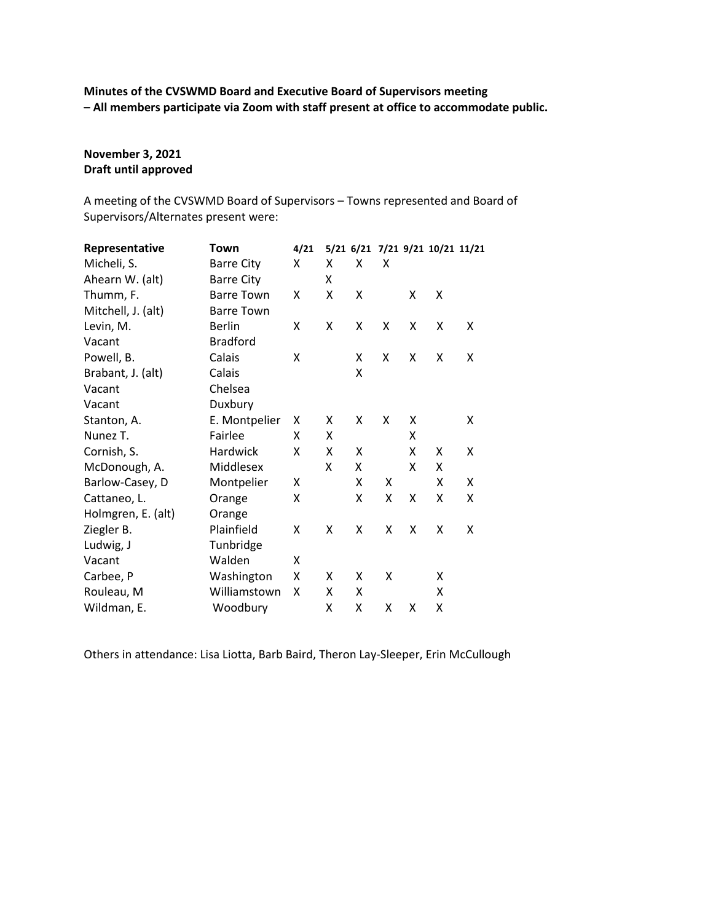**Minutes of the CVSWMD Board and Executive Board of Supervisors meeting – All members participate via Zoom with staff present at office to accommodate public.**

**November 3, 2021**
**Draft until approved**

A meeting of the CVSWMD Board of Supervisors – Towns represented and Board of Supervisors/Alternates present were:

| Representative | Town | 4/21 | 5/21 | 6/21 | 7/21 | 9/21 | 10/21 | 11/21 |
|---|---|---|---|---|---|---|---|---|
| Micheli, S. | Barre City | X | X | X | X | | | |
| Ahearn W. (alt) | Barre City | | X | | | | | |
| Thumm, F. | Barre Town | X | X | X | | X | X | |
| Mitchell, J. (alt) | Barre Town | | | | | | | |
| Levin, M. | Berlin | X | X | X | X | X | X | X |
| Vacant | Bradford | | | | | | | |
| Powell, B. | Calais | X | | X | X | X | X | X |
| Brabant, J. (alt) | Calais | | | X | | | | |
| Vacant | Chelsea | | | | | | | |
| Vacant | Duxbury | | | | | | | |
| Stanton, A. | E. Montpelier | X | X | X | X | X | | X |
| Nunez T. | Fairlee | X | X | | | X | | |
| Cornish, S. | Hardwick | X | X | X | | X | X | X |
| McDonough, A. | Middlesex | | X | X | | X | X | |
| Barlow-Casey, D | Montpelier | X | | X | X | | X | X |
| Cattaneo, L. | Orange | X | | X | X | X | X | X |
| Holmgren, E. (alt) | Orange | | | | | | | |
| Ziegler B. | Plainfield | X | X | X | X | X | X | X |
| Ludwig, J | Tunbridge | | | | | | | |
| Vacant | Walden | X | | | | | | |
| Carbee, P | Washington | X | X | X | X | | X | |
| Rouleau, M | Williamstown | X | X | X | | | X | |
| Wildman, E. | Woodbury | | X | X | X | X | X | |

Others in attendance: Lisa Liotta, Barb Baird, Theron Lay-Sleeper, Erin McCullough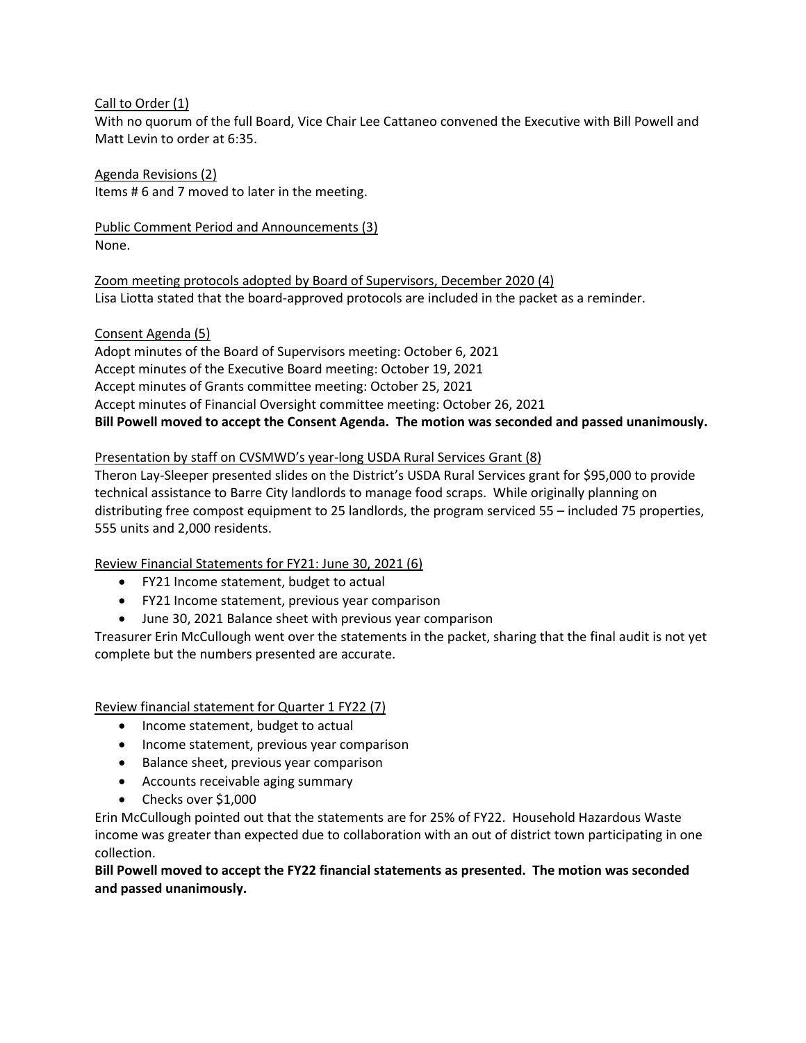Call to Order (1)

With no quorum of the full Board, Vice Chair Lee Cattaneo convened the Executive with Bill Powell and Matt Levin to order at 6:35.

Agenda Revisions (2)

Items # 6 and 7 moved to later in the meeting.

Public Comment Period and Announcements (3)

None.

Zoom meeting protocols adopted by Board of Supervisors, December 2020 (4)

Lisa Liotta stated that the board-approved protocols are included in the packet as a reminder.

Consent Agenda (5)

Adopt minutes of the Board of Supervisors meeting: October 6, 2021
Accept minutes of the Executive Board meeting: October 19, 2021
Accept minutes of Grants committee meeting: October 25, 2021
Accept minutes of Financial Oversight committee meeting: October 26, 2021

**Bill Powell moved to accept the Consent Agenda. The motion was seconded and passed unanimously.**

Presentation by staff on CVSMWD's year-long USDA Rural Services Grant (8)

Theron Lay-Sleeper presented slides on the District's USDA Rural Services grant for $95,000 to provide technical assistance to Barre City landlords to manage food scraps. While originally planning on distributing free compost equipment to 25 landlords, the program serviced 55 – included 75 properties, 555 units and 2,000 residents.

Review Financial Statements for FY21: June 30, 2021 (6)

- FY21 Income statement, budget to actual
- FY21 Income statement, previous year comparison
- June 30, 2021 Balance sheet with previous year comparison

Treasurer Erin McCullough went over the statements in the packet, sharing that the final audit is not yet complete but the numbers presented are accurate.

Review financial statement for Quarter 1 FY22 (7)

- Income statement, budget to actual
- Income statement, previous year comparison
- Balance sheet, previous year comparison
- Accounts receivable aging summary
- Checks over $1,000

Erin McCullough pointed out that the statements are for 25% of FY22. Household Hazardous Waste income was greater than expected due to collaboration with an out of district town participating in one collection.

**Bill Powell moved to accept the FY22 financial statements as presented. The motion was seconded and passed unanimously.**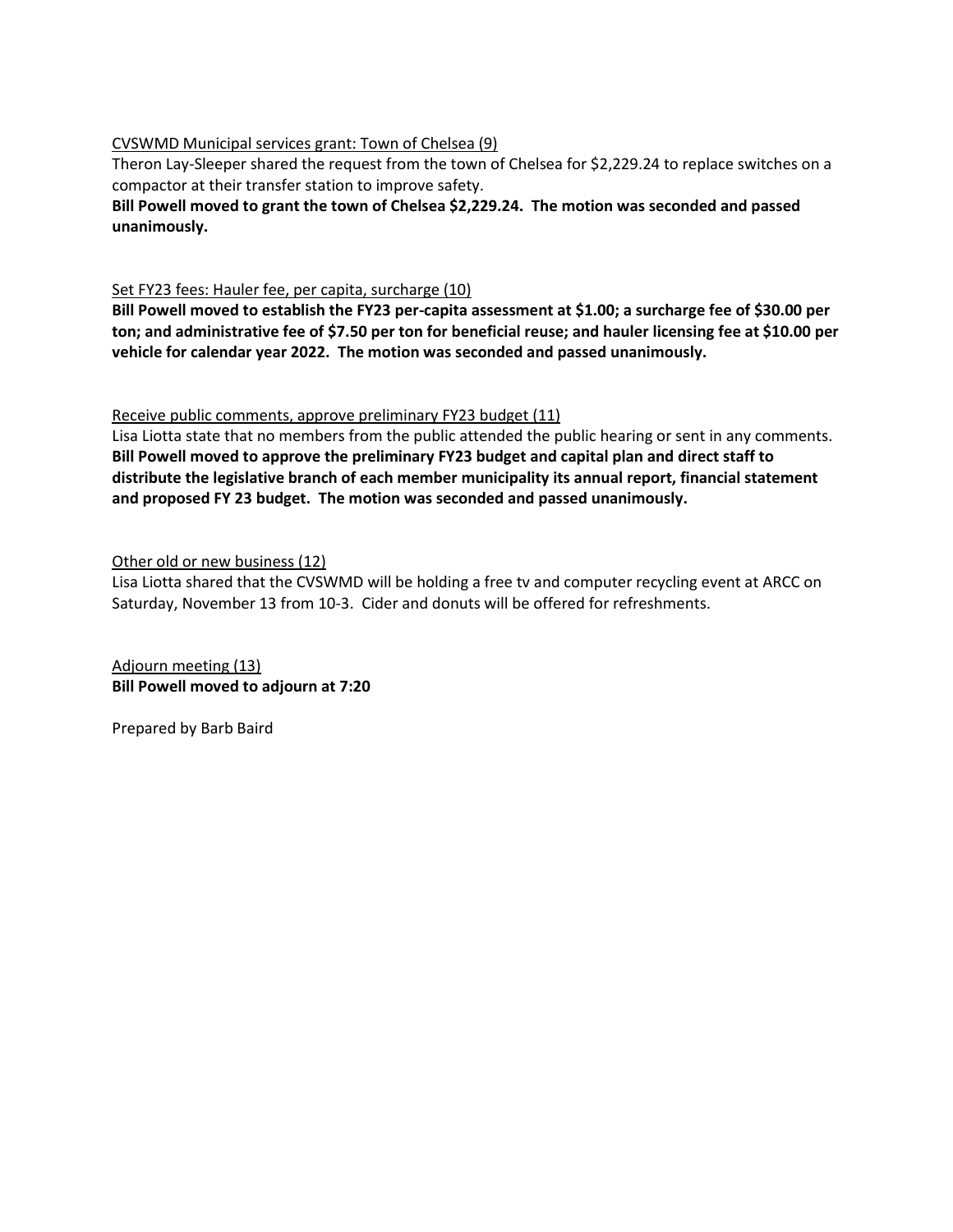CVSWMD Municipal services grant: Town of Chelsea (9)

Theron Lay-Sleeper shared the request from the town of Chelsea for $2,229.24 to replace switches on a compactor at their transfer station to improve safety.

**Bill Powell moved to grant the town of Chelsea $2,229.24. The motion was seconded and passed unanimously.**

Set FY23 fees: Hauler fee, per capita, surcharge (10)

**Bill Powell moved to establish the FY23 per-capita assessment at $1.00; a surcharge fee of $30.00 per ton; and administrative fee of $7.50 per ton for beneficial reuse; and hauler licensing fee at $10.00 per vehicle for calendar year 2022. The motion was seconded and passed unanimously.**

Receive public comments, approve preliminary FY23 budget (11)

Lisa Liotta state that no members from the public attended the public hearing or sent in any comments.

**Bill Powell moved to approve the preliminary FY23 budget and capital plan and direct staff to distribute the legislative branch of each member municipality its annual report, financial statement and proposed FY 23 budget. The motion was seconded and passed unanimously.**

Other old or new business (12)

Lisa Liotta shared that the CVSWMD will be holding a free tv and computer recycling event at ARCC on Saturday, November 13 from 10-3. Cider and donuts will be offered for refreshments.

Adjourn meeting (13)

**Bill Powell moved to adjourn at 7:20**

Prepared by Barb Baird